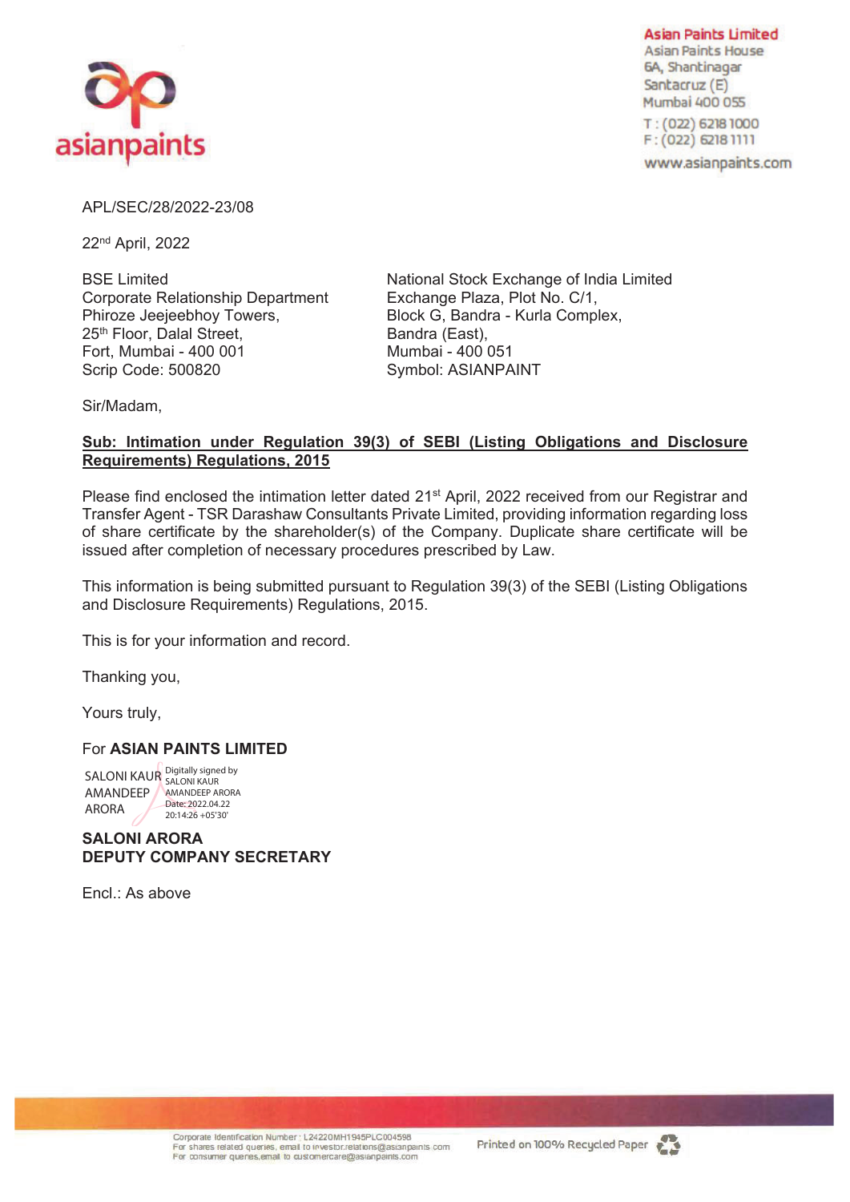asianpaints

**Asian Paints Limited**
Asian Paints House
6A, Shantinagar
Santacruz (E)
Mumbai 400 055
T : (022) 6218 1000
F : (022) 6218 1111
www.asianpaints.com

APL/SEC/28/2022-23/08

22nd April, 2022

BSE Limited
Corporate Relationship Department
Phiroze Jeejeebhoy Towers,
25th Floor, Dalal Street,
Fort, Mumbai - 400 001
Scrip Code: 500820

National Stock Exchange of India Limited
Exchange Plaza, Plot No. C/1,
Block G, Bandra - Kurla Complex,
Bandra (East),
Mumbai - 400 051
Symbol: ASIANPAINT

Sir/Madam,

**Sub: Intimation under Regulation 39(3) of SEBI (Listing Obligations and Disclosure Requirements) Regulations, 2015**

Please find enclosed the intimation letter dated 21st April, 2022 received from our Registrar and Transfer Agent - TSR Darashaw Consultants Private Limited, providing information regarding loss of share certificate by the shareholder(s) of the Company. Duplicate share certificate will be issued after completion of necessary procedures prescribed by Law.

This information is being submitted pursuant to Regulation 39(3) of the SEBI (Listing Obligations and Disclosure Requirements) Regulations, 2015.

This is for your information and record.

Thanking you,

Yours truly,

For **ASIAN PAINTS LIMITED**

SALONI KAUR AMANDEEP ARORA
Digitally signed by SALONI KAUR AMANDEEP ARORA
Date: 2022.04.22 20:14:26 +05'30'

**SALONI ARORA**
**DEPUTY COMPANY SECRETARY**

Encl.: As above

Corporate Identification Number : L24220MH1945PLC004598
For shares related queries, email to investor.relations@asianpaints.com
For consumer queries,email to customercare@asianpaints.com

Printed on 100% Recycled Paper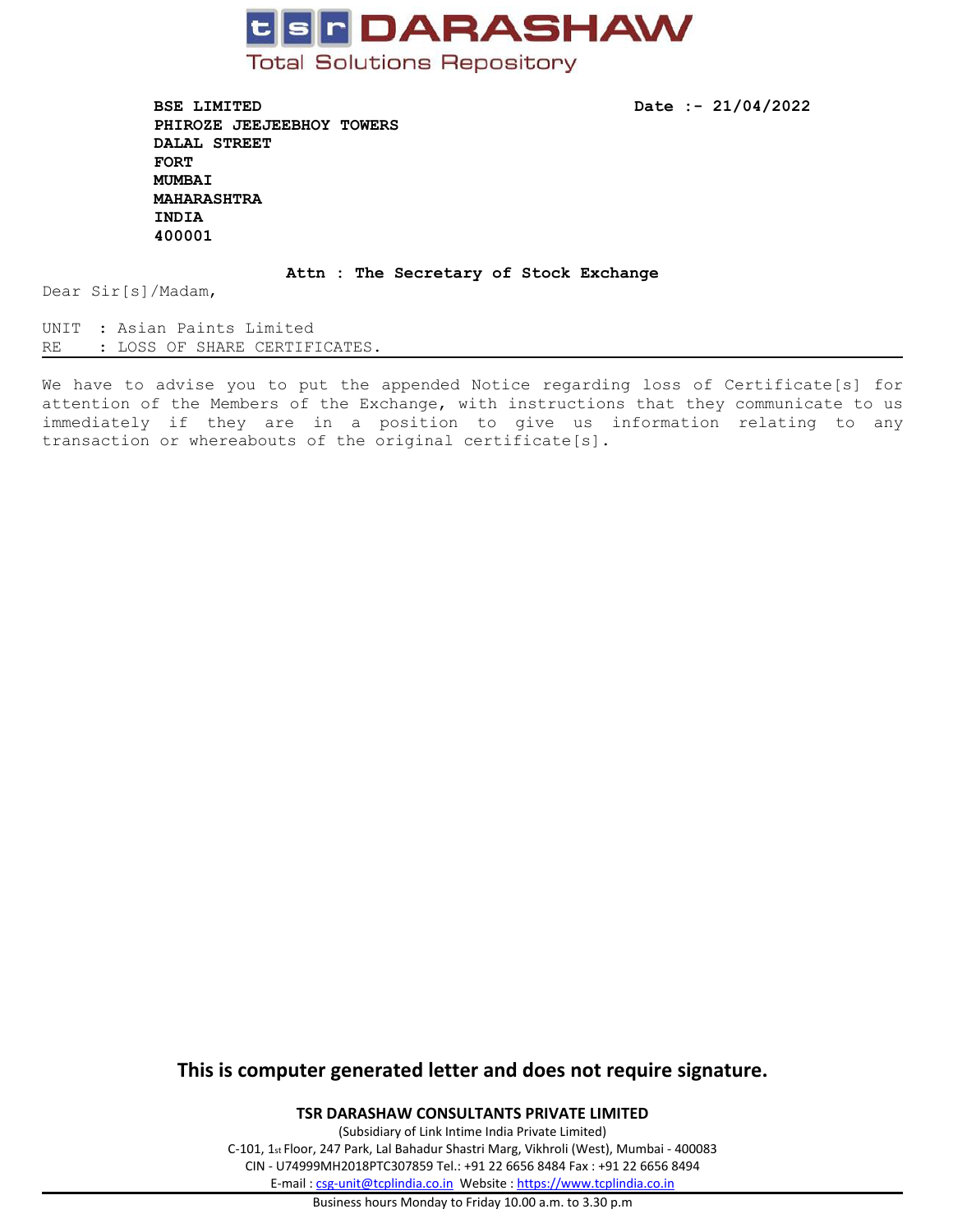**tsr DARASHAW**

Total Solutions Repository

**BSE LIMITED**
**PHIROZE JEEJEEBHOY TOWERS**
**DALAL STREET**
**FORT**
**MUMBAI**
**MAHARASHTRA**
**INDIA**
**400001**

**Date :- 21/04/2022**

**Attn : The Secretary of Stock Exchange**

Dear Sir[s]/Madam,

UNIT : Asian Paints Limited
RE : LOSS OF SHARE CERTIFICATES.

---

We have to advise you to put the appended Notice regarding loss of Certificate[s] for attention of the Members of the Exchange, with instructions that they communicate to us immediately if they are in a position to give us information relating to any transaction or whereabouts of the original certificate[s].

**This is computer generated letter and does not require signature.**

**TSR DARASHAW CONSULTANTS PRIVATE LIMITED**

(Subsidiary of Link Intime India Private Limited)

C-101, 1st Floor, 247 Park, Lal Bahadur Shastri Marg, Vikhroli (West), Mumbai - 400083

CIN - U74999MH2018PTC307859 Tel.: +91 22 6656 8484 Fax : +91 22 6656 8494

E-mail : csg-unit@tcplindia.co.in Website : https://www.tcplindia.co.in

Business hours Monday to Friday 10.00 a.m. to 3.30 p.m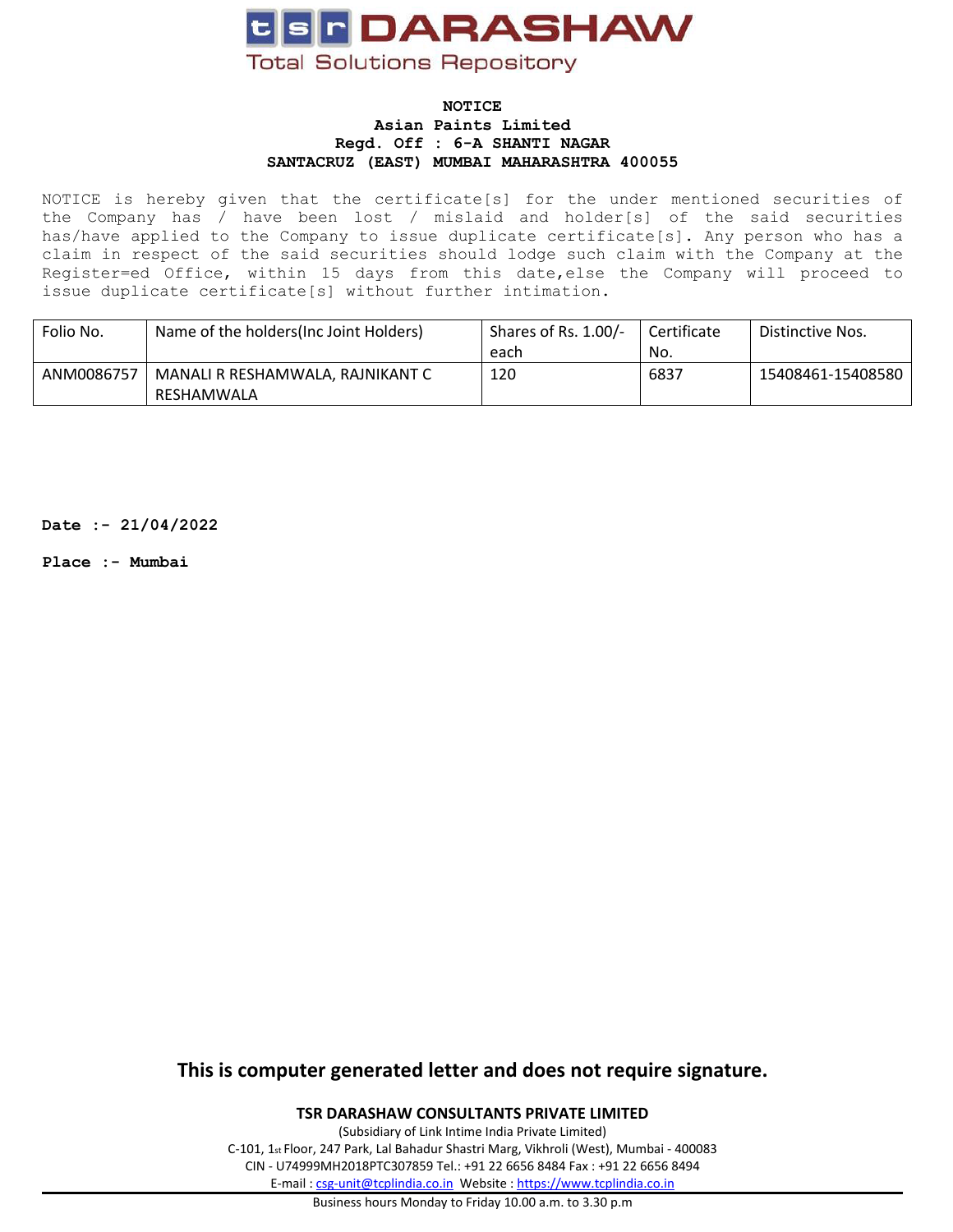**tsr DARASHAW**
Total Solutions Repository

**NOTICE**
**Asian Paints Limited**
**Regd. Off : 6-A SHANTI NAGAR**
**SANTACRUZ (EAST) MUMBAI MAHARASHTRA 400055**

NOTICE is hereby given that the certificate[s] for the under mentioned securities of the Company has / have been lost / mislaid and holder[s] of the said securities has/have applied to the Company to issue duplicate certificate[s]. Any person who has a claim in respect of the said securities should lodge such claim with the Company at the Register=ed Office, within 15 days from this date,else the Company will proceed to issue duplicate certificate[s] without further intimation.

| Folio No. | Name of the holders(Inc Joint Holders) | Shares of Rs. 1.00/- each | Certificate No. | Distinctive Nos. |
|---|---|---|---|---|
| ANM0086757 | MANALI R RESHAMWALA, RAJNIKANT C RESHAMWALA | 120 | 6837 | 15408461-15408580 |

**Date :- 21/04/2022**

**Place :- Mumbai**

**This is computer generated letter and does not require signature.**

**TSR DARASHAW CONSULTANTS PRIVATE LIMITED**
(Subsidiary of Link Intime India Private Limited)
C-101, 1st Floor, 247 Park, Lal Bahadur Shastri Marg, Vikhroli (West), Mumbai - 400083
CIN - U74999MH2018PTC307859 Tel.: +91 22 6656 8484 Fax : +91 22 6656 8494
E-mail : csg-unit@tcplindia.co.in Website : https://www.tcplindia.co.in

Business hours Monday to Friday 10.00 a.m. to 3.30 p.m